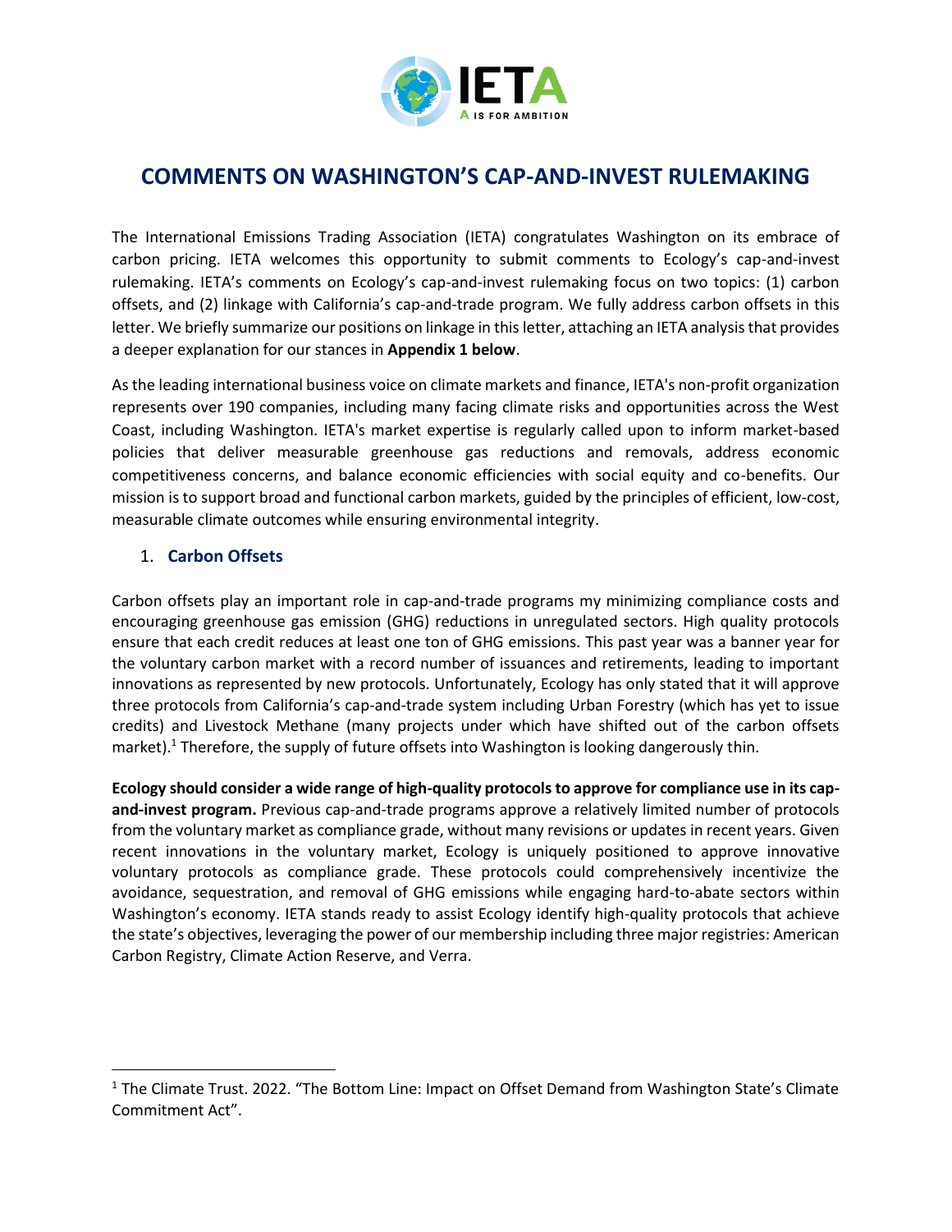# COMMENTS ON WASHINGTON'S CAP-AND-INVEST RULEMAKING

The International Emissions Trading Association (IETA) congratulates Washington on its embrace of carbon pricing. IETA welcomes this opportunity to submit comments to Ecology's cap-and-invest rulemaking. IETA's comments on Ecology's cap-and-invest rulemaking focus on two topics: (1) carbon offsets, and (2) linkage with California's cap-and-trade program. We fully address carbon offsets in this letter. We briefly summarize our positions on linkage in this letter, attaching an IETA analysis that provides a deeper explanation for our stances in **Appendix 1 below**.

As the leading international business voice on climate markets and finance, IETA's non-profit organization represents over 190 companies, including many facing climate risks and opportunities across the West Coast, including Washington. IETA's market expertise is regularly called upon to inform market-based policies that deliver measurable greenhouse gas reductions and removals, address economic competitiveness concerns, and balance economic efficiencies with social equity and co-benefits. Our mission is to support broad and functional carbon markets, guided by the principles of efficient, low-cost, measurable climate outcomes while ensuring environmental integrity.

## 1. Carbon Offsets

Carbon offsets play an important role in cap-and-trade programs my minimizing compliance costs and encouraging greenhouse gas emission (GHG) reductions in unregulated sectors. High quality protocols ensure that each credit reduces at least one ton of GHG emissions. This past year was a banner year for the voluntary carbon market with a record number of issuances and retirements, leading to important innovations as represented by new protocols. Unfortunately, Ecology has only stated that it will approve three protocols from California's cap-and-trade system including Urban Forestry (which has yet to issue credits) and Livestock Methane (many projects under which have shifted out of the carbon offsets market).[1] Therefore, the supply of future offsets into Washington is looking dangerously thin.

**Ecology should consider a wide range of high-quality protocols to approve for compliance use in its cap-and-invest program.** Previous cap-and-trade programs approve a relatively limited number of protocols from the voluntary market as compliance grade, without many revisions or updates in recent years. Given recent innovations in the voluntary market, Ecology is uniquely positioned to approve innovative voluntary protocols as compliance grade. These protocols could comprehensively incentivize the avoidance, sequestration, and removal of GHG emissions while engaging hard-to-abate sectors within Washington's economy. IETA stands ready to assist Ecology identify high-quality protocols that achieve the state's objectives, leveraging the power of our membership including three major registries: American Carbon Registry, Climate Action Reserve, and Verra.

---

[1] The Climate Trust. 2022. "The Bottom Line: Impact on Offset Demand from Washington State's Climate Commitment Act".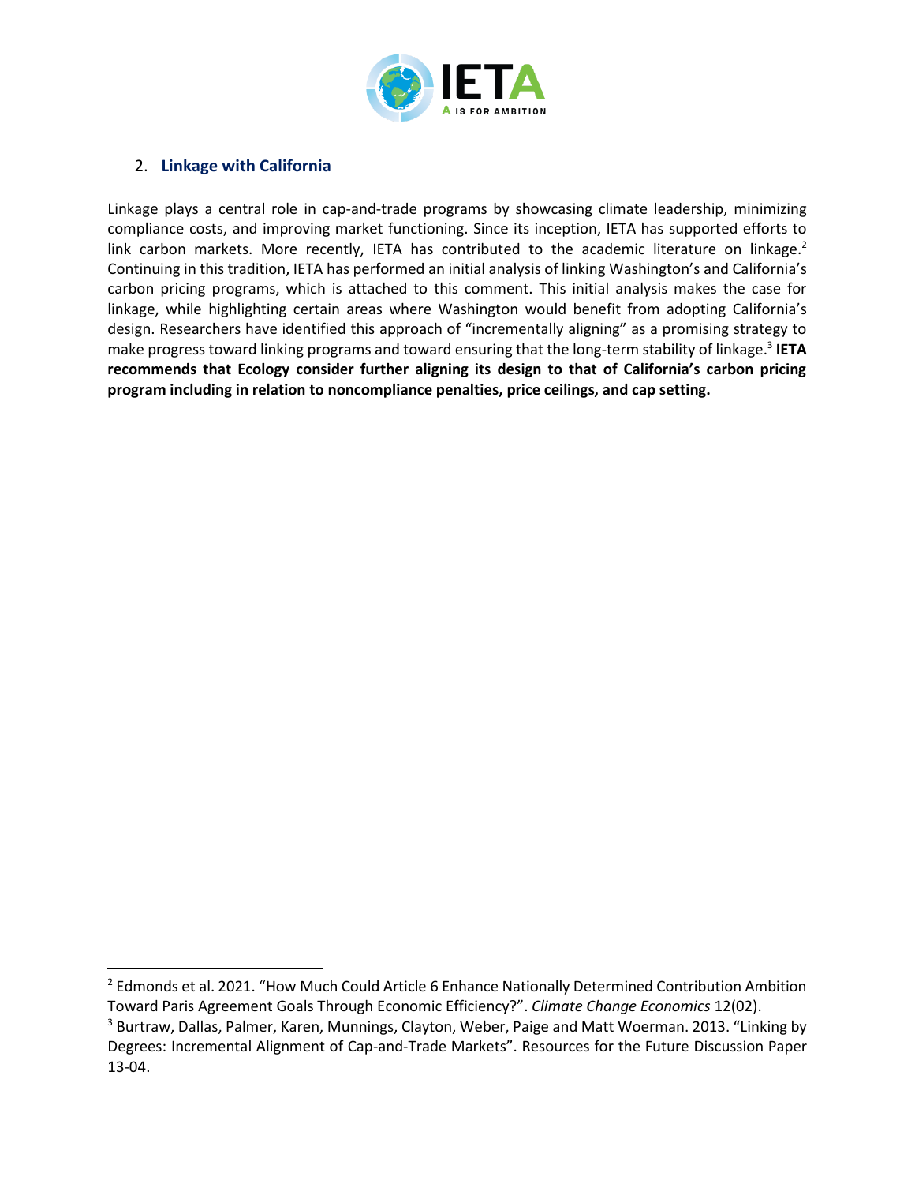## 2. Linkage with California

Linkage plays a central role in cap-and-trade programs by showcasing climate leadership, minimizing compliance costs, and improving market functioning. Since its inception, IETA has supported efforts to link carbon markets. More recently, IETA has contributed to the academic literature on linkage.[2] Continuing in this tradition, IETA has performed an initial analysis of linking Washington's and California's carbon pricing programs, which is attached to this comment. This initial analysis makes the case for linkage, while highlighting certain areas where Washington would benefit from adopting California's design. Researchers have identified this approach of "incrementally aligning" as a promising strategy to make progress toward linking programs and toward ensuring that the long-term stability of linkage.[3] **IETA recommends that Ecology consider further aligning its design to that of California's carbon pricing program including in relation to noncompliance penalties, price ceilings, and cap setting.**

---

[2] Edmonds et al. 2021. "How Much Could Article 6 Enhance Nationally Determined Contribution Ambition Toward Paris Agreement Goals Through Economic Efficiency?". *Climate Change Economics* 12(02).

[3] Burtraw, Dallas, Palmer, Karen, Munnings, Clayton, Weber, Paige and Matt Woerman. 2013. "Linking by Degrees: Incremental Alignment of Cap-and-Trade Markets". Resources for the Future Discussion Paper 13-04.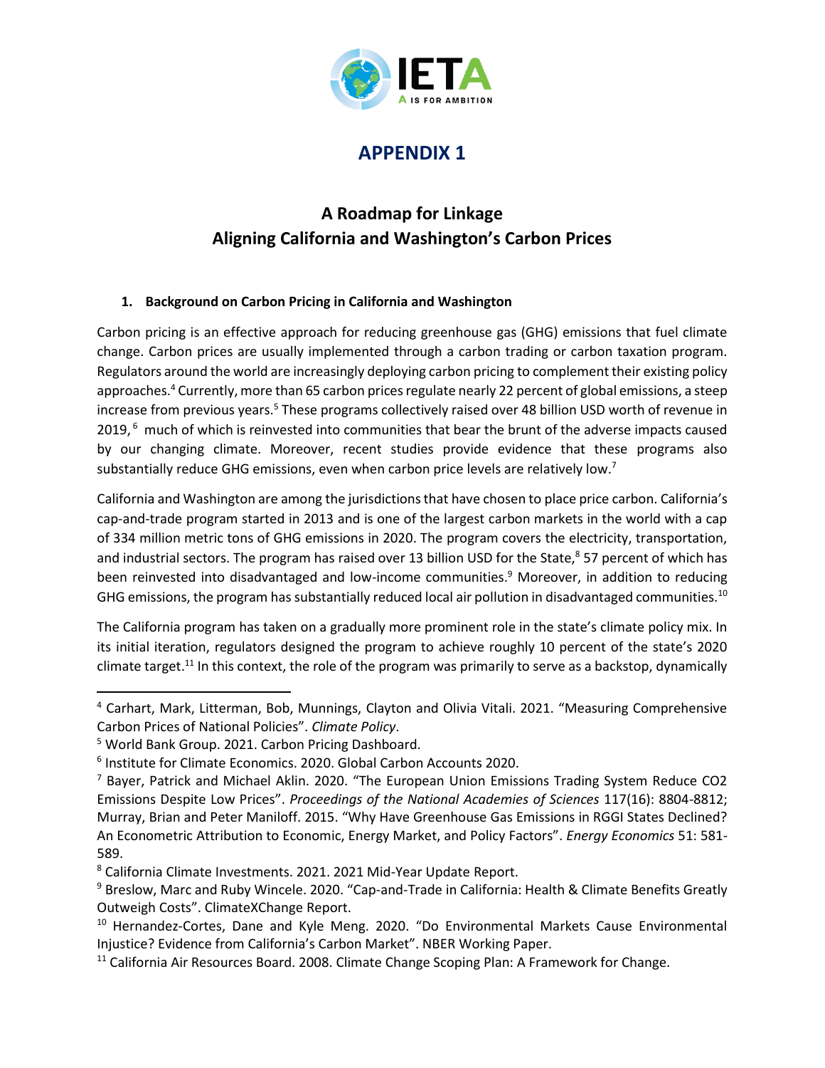# APPENDIX 1

## A Roadmap for Linkage
## Aligning California and Washington's Carbon Prices

### 1. Background on Carbon Pricing in California and Washington

Carbon pricing is an effective approach for reducing greenhouse gas (GHG) emissions that fuel climate change. Carbon prices are usually implemented through a carbon trading or carbon taxation program. Regulators around the world are increasingly deploying carbon pricing to complement their existing policy approaches.[4] Currently, more than 65 carbon prices regulate nearly 22 percent of global emissions, a steep increase from previous years.[5] These programs collectively raised over 48 billion USD worth of revenue in 2019,[6] much of which is reinvested into communities that bear the brunt of the adverse impacts caused by our changing climate. Moreover, recent studies provide evidence that these programs also substantially reduce GHG emissions, even when carbon price levels are relatively low.[7]

California and Washington are among the jurisdictions that have chosen to place price carbon. California's cap-and-trade program started in 2013 and is one of the largest carbon markets in the world with a cap of 334 million metric tons of GHG emissions in 2020. The program covers the electricity, transportation, and industrial sectors. The program has raised over 13 billion USD for the State,[8] 57 percent of which has been reinvested into disadvantaged and low-income communities.[9] Moreover, in addition to reducing GHG emissions, the program has substantially reduced local air pollution in disadvantaged communities.[10]

The California program has taken on a gradually more prominent role in the state's climate policy mix. In its initial iteration, regulators designed the program to achieve roughly 10 percent of the state's 2020 climate target.[11] In this context, the role of the program was primarily to serve as a backstop, dynamically

---

[4] Carhart, Mark, Litterman, Bob, Munnings, Clayton and Olivia Vitali. 2021. "Measuring Comprehensive Carbon Prices of National Policies". *Climate Policy*.

[5] World Bank Group. 2021. Carbon Pricing Dashboard.

[6] Institute for Climate Economics. 2020. Global Carbon Accounts 2020.

[7] Bayer, Patrick and Michael Aklin. 2020. "The European Union Emissions Trading System Reduce CO2 Emissions Despite Low Prices". *Proceedings of the National Academies of Sciences* 117(16): 8804-8812; Murray, Brian and Peter Maniloff. 2015. "Why Have Greenhouse Gas Emissions in RGGI States Declined? An Econometric Attribution to Economic, Energy Market, and Policy Factors". *Energy Economics* 51: 581-589.

[8] California Climate Investments. 2021. 2021 Mid-Year Update Report.

[9] Breslow, Marc and Ruby Wincele. 2020. "Cap-and-Trade in California: Health & Climate Benefits Greatly Outweigh Costs". ClimateXChange Report.

[10] Hernandez-Cortes, Dane and Kyle Meng. 2020. "Do Environmental Markets Cause Environmental Injustice? Evidence from California's Carbon Market". NBER Working Paper.

[11] California Air Resources Board. 2008. Climate Change Scoping Plan: A Framework for Change.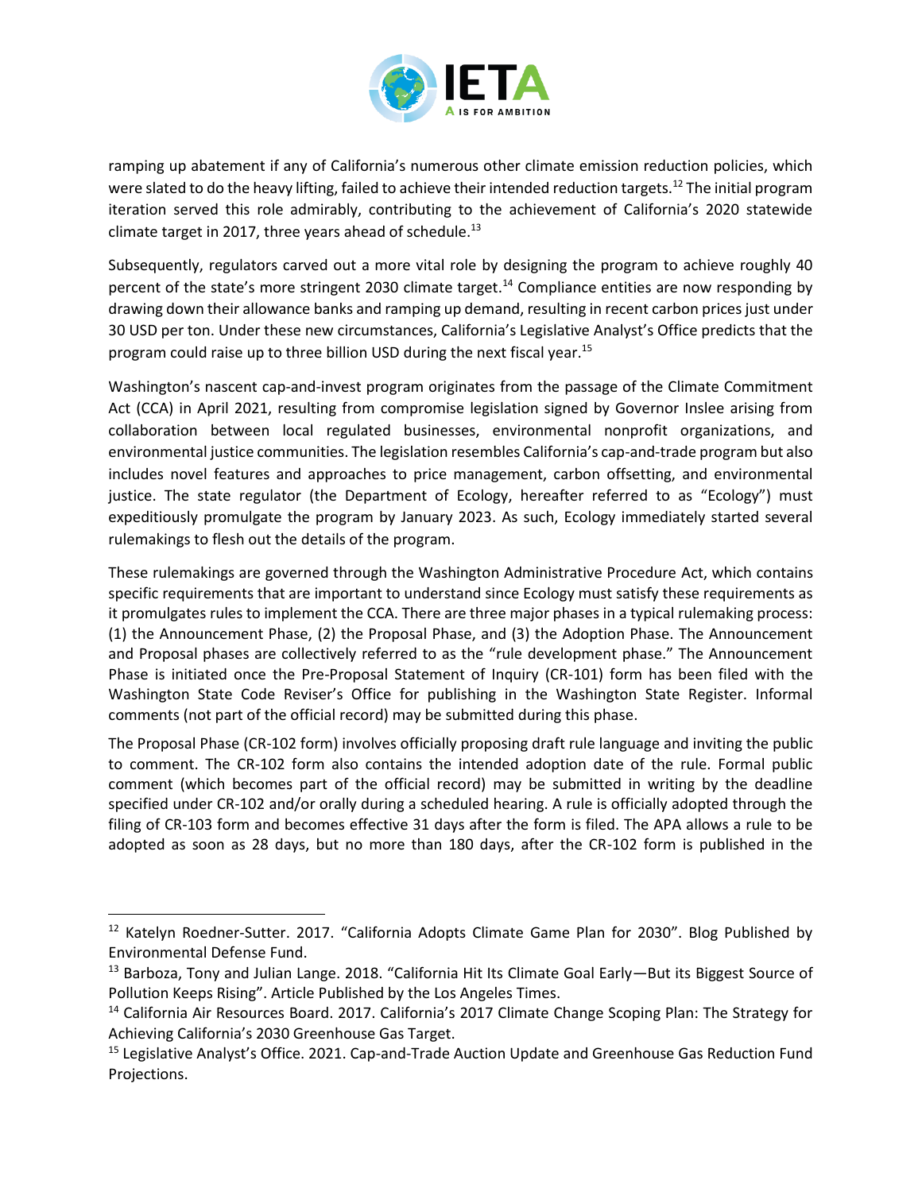ramping up abatement if any of California's numerous other climate emission reduction policies, which were slated to do the heavy lifting, failed to achieve their intended reduction targets.[12] The initial program iteration served this role admirably, contributing to the achievement of California's 2020 statewide climate target in 2017, three years ahead of schedule.[13]

Subsequently, regulators carved out a more vital role by designing the program to achieve roughly 40 percent of the state's more stringent 2030 climate target.[14] Compliance entities are now responding by drawing down their allowance banks and ramping up demand, resulting in recent carbon prices just under 30 USD per ton. Under these new circumstances, California's Legislative Analyst's Office predicts that the program could raise up to three billion USD during the next fiscal year.[15]

Washington's nascent cap-and-invest program originates from the passage of the Climate Commitment Act (CCA) in April 2021, resulting from compromise legislation signed by Governor Inslee arising from collaboration between local regulated businesses, environmental nonprofit organizations, and environmental justice communities. The legislation resembles California's cap-and-trade program but also includes novel features and approaches to price management, carbon offsetting, and environmental justice. The state regulator (the Department of Ecology, hereafter referred to as "Ecology") must expeditiously promulgate the program by January 2023. As such, Ecology immediately started several rulemakings to flesh out the details of the program.

These rulemakings are governed through the Washington Administrative Procedure Act, which contains specific requirements that are important to understand since Ecology must satisfy these requirements as it promulgates rules to implement the CCA. There are three major phases in a typical rulemaking process: (1) the Announcement Phase, (2) the Proposal Phase, and (3) the Adoption Phase. The Announcement and Proposal phases are collectively referred to as the "rule development phase." The Announcement Phase is initiated once the Pre-Proposal Statement of Inquiry (CR-101) form has been filed with the Washington State Code Reviser's Office for publishing in the Washington State Register. Informal comments (not part of the official record) may be submitted during this phase.

The Proposal Phase (CR-102 form) involves officially proposing draft rule language and inviting the public to comment. The CR-102 form also contains the intended adoption date of the rule. Formal public comment (which becomes part of the official record) may be submitted in writing by the deadline specified under CR-102 and/or orally during a scheduled hearing. A rule is officially adopted through the filing of CR-103 form and becomes effective 31 days after the form is filed. The APA allows a rule to be adopted as soon as 28 days, but no more than 180 days, after the CR-102 form is published in the

---

[12] Katelyn Roedner-Sutter. 2017. "California Adopts Climate Game Plan for 2030". Blog Published by Environmental Defense Fund.

[13] Barboza, Tony and Julian Lange. 2018. "California Hit Its Climate Goal Early—But its Biggest Source of Pollution Keeps Rising". Article Published by the Los Angeles Times.

[14] California Air Resources Board. 2017. California's 2017 Climate Change Scoping Plan: The Strategy for Achieving California's 2030 Greenhouse Gas Target.

[15] Legislative Analyst's Office. 2021. Cap-and-Trade Auction Update and Greenhouse Gas Reduction Fund Projections.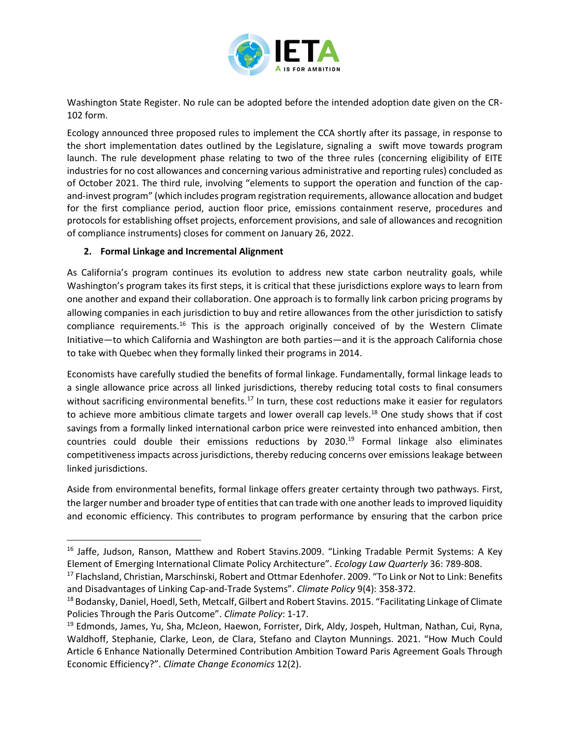Washington State Register. No rule can be adopted before the intended adoption date given on the CR-102 form.

Ecology announced three proposed rules to implement the CCA shortly after its passage, in response to the short implementation dates outlined by the Legislature, signaling a swift move towards program launch. The rule development phase relating to two of the three rules (concerning eligibility of EITE industries for no cost allowances and concerning various administrative and reporting rules) concluded as of October 2021. The third rule, involving "elements to support the operation and function of the cap-and-invest program" (which includes program registration requirements, allowance allocation and budget for the first compliance period, auction floor price, emissions containment reserve, procedures and protocols for establishing offset projects, enforcement provisions, and sale of allowances and recognition of compliance instruments) closes for comment on January 26, 2022.

## 2. Formal Linkage and Incremental Alignment

As California's program continues its evolution to address new state carbon neutrality goals, while Washington's program takes its first steps, it is critical that these jurisdictions explore ways to learn from one another and expand their collaboration. One approach is to formally link carbon pricing programs by allowing companies in each jurisdiction to buy and retire allowances from the other jurisdiction to satisfy compliance requirements.[16] This is the approach originally conceived of by the Western Climate Initiative—to which California and Washington are both parties—and it is the approach California chose to take with Quebec when they formally linked their programs in 2014.

Economists have carefully studied the benefits of formal linkage. Fundamentally, formal linkage leads to a single allowance price across all linked jurisdictions, thereby reducing total costs to final consumers without sacrificing environmental benefits.[17] In turn, these cost reductions make it easier for regulators to achieve more ambitious climate targets and lower overall cap levels.[18] One study shows that if cost savings from a formally linked international carbon price were reinvested into enhanced ambition, then countries could double their emissions reductions by 2030.[19] Formal linkage also eliminates competitiveness impacts across jurisdictions, thereby reducing concerns over emissions leakage between linked jurisdictions.

Aside from environmental benefits, formal linkage offers greater certainty through two pathways. First, the larger number and broader type of entities that can trade with one another leads to improved liquidity and economic efficiency. This contributes to program performance by ensuring that the carbon price

---

[16] Jaffe, Judson, Ranson, Matthew and Robert Stavins.2009. "Linking Tradable Permit Systems: A Key Element of Emerging International Climate Policy Architecture". *Ecology Law Quarterly* 36: 789-808.

[17] Flachsland, Christian, Marschinski, Robert and Ottmar Edenhofer. 2009. "To Link or Not to Link: Benefits and Disadvantages of Linking Cap-and-Trade Systems". *Climate Policy* 9(4): 358-372.

[18] Bodansky, Daniel, Hoedl, Seth, Metcalf, Gilbert and Robert Stavins. 2015. "Facilitating Linkage of Climate Policies Through the Paris Outcome". *Climate Policy*: 1-17.

[19] Edmonds, James, Yu, Sha, McJeon, Haewon, Forrister, Dirk, Aldy, Jospeh, Hultman, Nathan, Cui, Ryna, Waldhoff, Stephanie, Clarke, Leon, de Clara, Stefano and Clayton Munnings. 2021. "How Much Could Article 6 Enhance Nationally Determined Contribution Ambition Toward Paris Agreement Goals Through Economic Efficiency?". *Climate Change Economics* 12(2).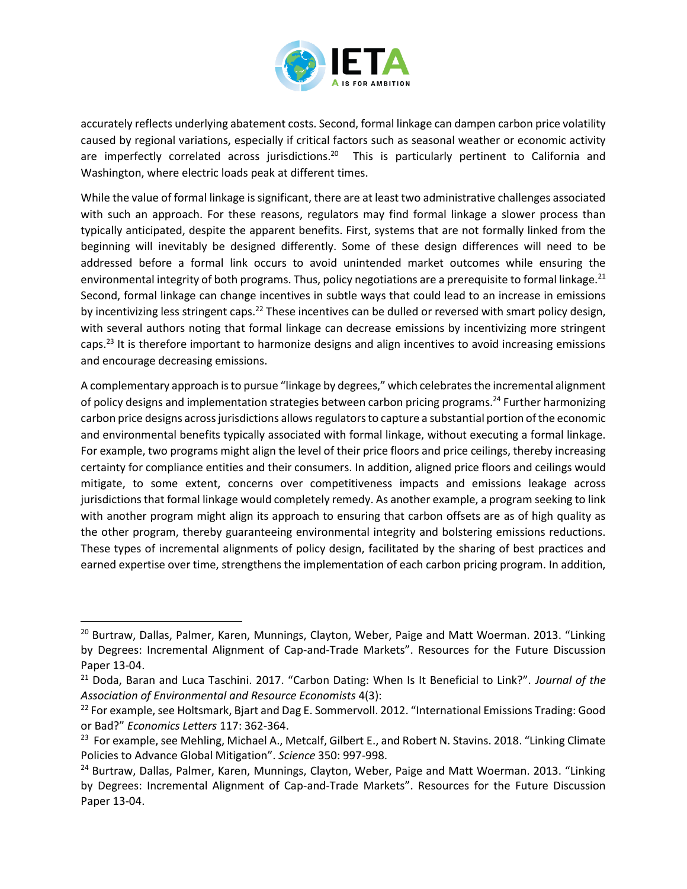accurately reflects underlying abatement costs. Second, formal linkage can dampen carbon price volatility caused by regional variations, especially if critical factors such as seasonal weather or economic activity are imperfectly correlated across jurisdictions.[20] This is particularly pertinent to California and Washington, where electric loads peak at different times.

While the value of formal linkage is significant, there are at least two administrative challenges associated with such an approach. For these reasons, regulators may find formal linkage a slower process than typically anticipated, despite the apparent benefits. First, systems that are not formally linked from the beginning will inevitably be designed differently. Some of these design differences will need to be addressed before a formal link occurs to avoid unintended market outcomes while ensuring the environmental integrity of both programs. Thus, policy negotiations are a prerequisite to formal linkage.[21] Second, formal linkage can change incentives in subtle ways that could lead to an increase in emissions by incentivizing less stringent caps.[22] These incentives can be dulled or reversed with smart policy design, with several authors noting that formal linkage can decrease emissions by incentivizing more stringent caps.[23] It is therefore important to harmonize designs and align incentives to avoid increasing emissions and encourage decreasing emissions.

A complementary approach is to pursue "linkage by degrees," which celebrates the incremental alignment of policy designs and implementation strategies between carbon pricing programs.[24] Further harmonizing carbon price designs across jurisdictions allows regulators to capture a substantial portion of the economic and environmental benefits typically associated with formal linkage, without executing a formal linkage. For example, two programs might align the level of their price floors and price ceilings, thereby increasing certainty for compliance entities and their consumers. In addition, aligned price floors and ceilings would mitigate, to some extent, concerns over competitiveness impacts and emissions leakage across jurisdictions that formal linkage would completely remedy. As another example, a program seeking to link with another program might align its approach to ensuring that carbon offsets are as of high quality as the other program, thereby guaranteeing environmental integrity and bolstering emissions reductions. These types of incremental alignments of policy design, facilitated by the sharing of best practices and earned expertise over time, strengthens the implementation of each carbon pricing program. In addition,

---

[20] Burtraw, Dallas, Palmer, Karen, Munnings, Clayton, Weber, Paige and Matt Woerman. 2013. "Linking by Degrees: Incremental Alignment of Cap-and-Trade Markets". Resources for the Future Discussion Paper 13-04.

[21] Doda, Baran and Luca Taschini. 2017. "Carbon Dating: When Is It Beneficial to Link?". *Journal of the Association of Environmental and Resource Economists* 4(3):

[22] For example, see Holtsmark, Bjart and Dag E. Sommervoll. 2012. "International Emissions Trading: Good or Bad?" *Economics Letters* 117: 362-364.

[23] For example, see Mehling, Michael A., Metcalf, Gilbert E., and Robert N. Stavins. 2018. "Linking Climate Policies to Advance Global Mitigation". *Science* 350: 997-998.

[24] Burtraw, Dallas, Palmer, Karen, Munnings, Clayton, Weber, Paige and Matt Woerman. 2013. "Linking by Degrees: Incremental Alignment of Cap-and-Trade Markets". Resources for the Future Discussion Paper 13-04.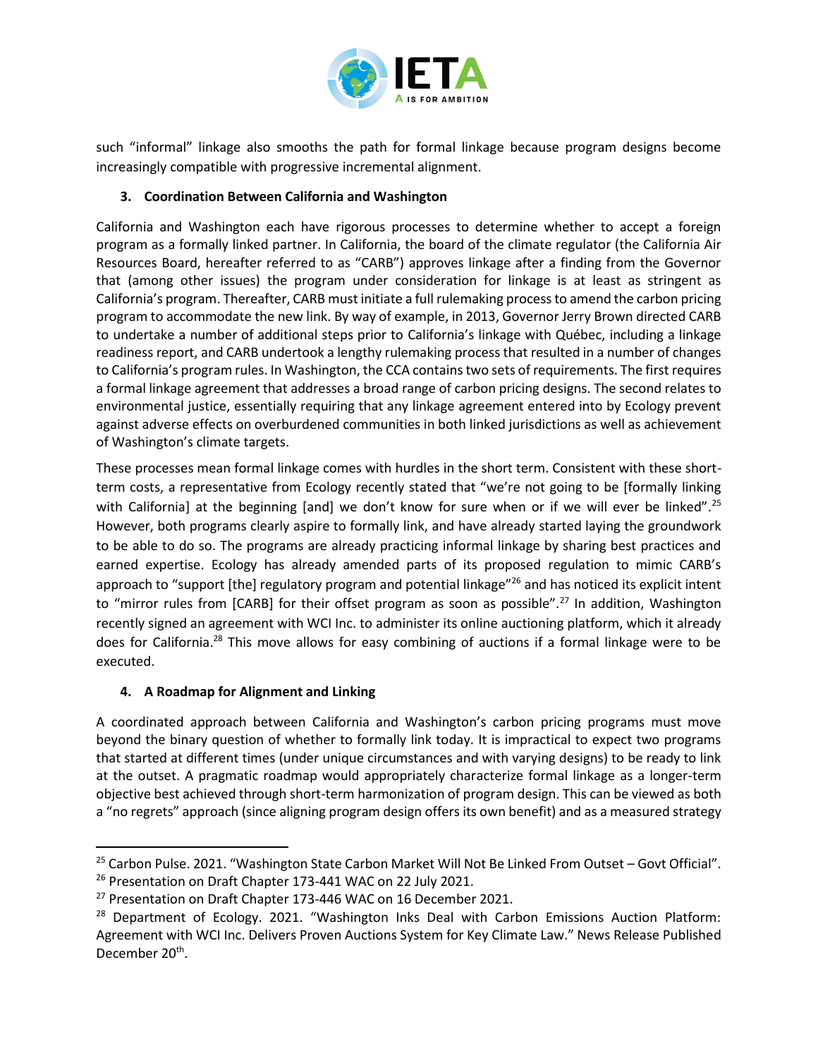such "informal" linkage also smooths the path for formal linkage because program designs become increasingly compatible with progressive incremental alignment.

### 3. Coordination Between California and Washington

California and Washington each have rigorous processes to determine whether to accept a foreign program as a formally linked partner. In California, the board of the climate regulator (the California Air Resources Board, hereafter referred to as "CARB") approves linkage after a finding from the Governor that (among other issues) the program under consideration for linkage is at least as stringent as California's program. Thereafter, CARB must initiate a full rulemaking process to amend the carbon pricing program to accommodate the new link. By way of example, in 2013, Governor Jerry Brown directed CARB to undertake a number of additional steps prior to California's linkage with Québec, including a linkage readiness report, and CARB undertook a lengthy rulemaking process that resulted in a number of changes to California's program rules. In Washington, the CCA contains two sets of requirements. The first requires a formal linkage agreement that addresses a broad range of carbon pricing designs. The second relates to environmental justice, essentially requiring that any linkage agreement entered into by Ecology prevent against adverse effects on overburdened communities in both linked jurisdictions as well as achievement of Washington's climate targets.

These processes mean formal linkage comes with hurdles in the short term. Consistent with these short-term costs, a representative from Ecology recently stated that "we're not going to be [formally linking with California] at the beginning [and] we don't know for sure when or if we will ever be linked".[25] However, both programs clearly aspire to formally link, and have already started laying the groundwork to be able to do so. The programs are already practicing informal linkage by sharing best practices and earned expertise. Ecology has already amended parts of its proposed regulation to mimic CARB's approach to "support [the] regulatory program and potential linkage"[26] and has noticed its explicit intent to "mirror rules from [CARB] for their offset program as soon as possible".[27] In addition, Washington recently signed an agreement with WCI Inc. to administer its online auctioning platform, which it already does for California.[28] This move allows for easy combining of auctions if a formal linkage were to be executed.

### 4. A Roadmap for Alignment and Linking

A coordinated approach between California and Washington's carbon pricing programs must move beyond the binary question of whether to formally link today. It is impractical to expect two programs that started at different times (under unique circumstances and with varying designs) to be ready to link at the outset. A pragmatic roadmap would appropriately characterize formal linkage as a longer-term objective best achieved through short-term harmonization of program design. This can be viewed as both a "no regrets" approach (since aligning program design offers its own benefit) and as a measured strategy

---

[25] Carbon Pulse. 2021. "Washington State Carbon Market Will Not Be Linked From Outset – Govt Official".

[26] Presentation on Draft Chapter 173-441 WAC on 22 July 2021.

[27] Presentation on Draft Chapter 173-446 WAC on 16 December 2021.

[28] Department of Ecology. 2021. "Washington Inks Deal with Carbon Emissions Auction Platform: Agreement with WCI Inc. Delivers Proven Auctions System for Key Climate Law." News Release Published December 20th.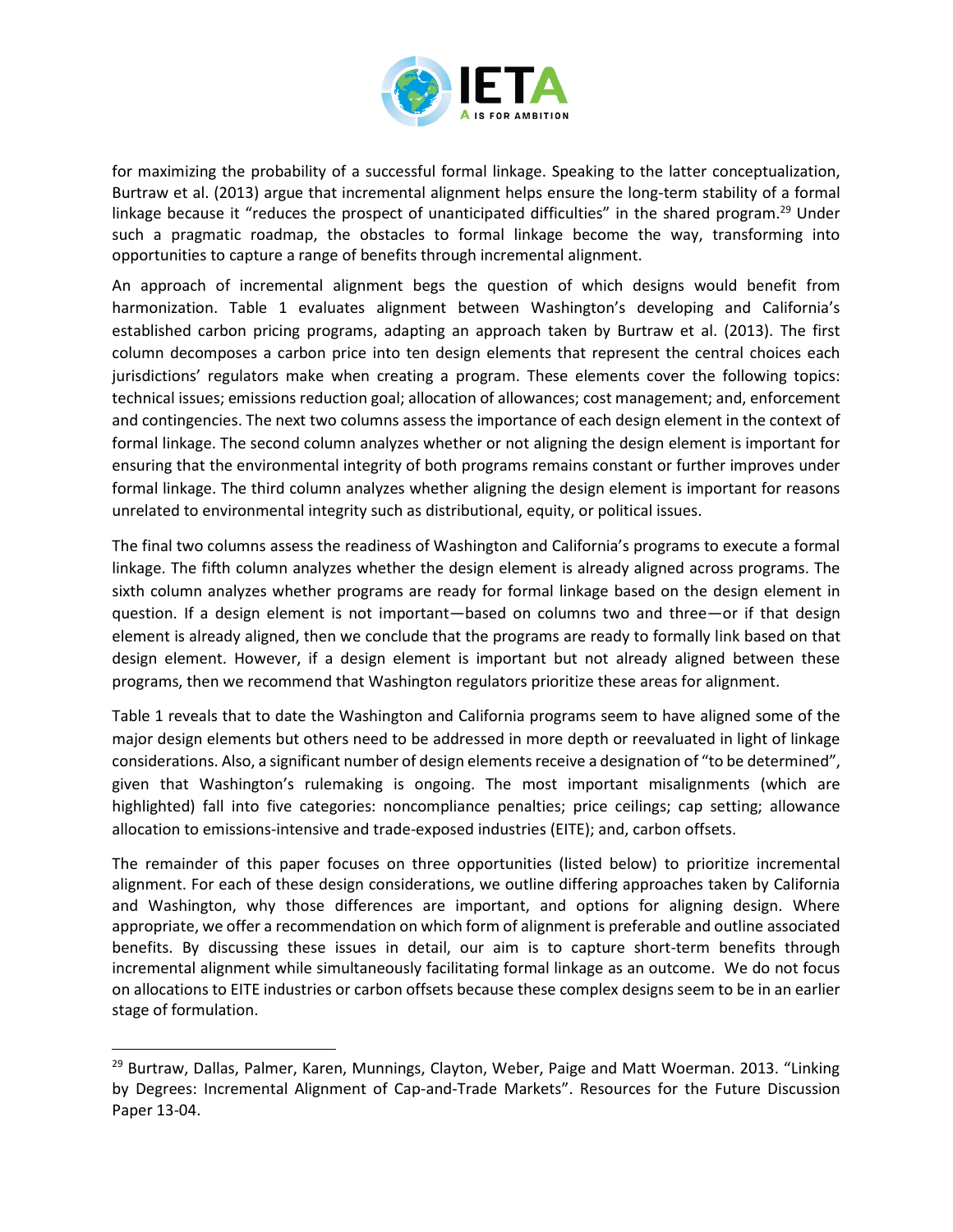for maximizing the probability of a successful formal linkage. Speaking to the latter conceptualization, Burtraw et al. (2013) argue that incremental alignment helps ensure the long-term stability of a formal linkage because it "reduces the prospect of unanticipated difficulties" in the shared program.[29] Under such a pragmatic roadmap, the obstacles to formal linkage become the way, transforming into opportunities to capture a range of benefits through incremental alignment.

An approach of incremental alignment begs the question of which designs would benefit from harmonization. Table 1 evaluates alignment between Washington's developing and California's established carbon pricing programs, adapting an approach taken by Burtraw et al. (2013). The first column decomposes a carbon price into ten design elements that represent the central choices each jurisdictions' regulators make when creating a program. These elements cover the following topics: technical issues; emissions reduction goal; allocation of allowances; cost management; and, enforcement and contingencies. The next two columns assess the importance of each design element in the context of formal linkage. The second column analyzes whether or not aligning the design element is important for ensuring that the environmental integrity of both programs remains constant or further improves under formal linkage. The third column analyzes whether aligning the design element is important for reasons unrelated to environmental integrity such as distributional, equity, or political issues.

The final two columns assess the readiness of Washington and California's programs to execute a formal linkage. The fifth column analyzes whether the design element is already aligned across programs. The sixth column analyzes whether programs are ready for formal linkage based on the design element in question. If a design element is not important—based on columns two and three—or if that design element is already aligned, then we conclude that the programs are ready to formally link based on that design element. However, if a design element is important but not already aligned between these programs, then we recommend that Washington regulators prioritize these areas for alignment.

Table 1 reveals that to date the Washington and California programs seem to have aligned some of the major design elements but others need to be addressed in more depth or reevaluated in light of linkage considerations. Also, a significant number of design elements receive a designation of "to be determined", given that Washington's rulemaking is ongoing. The most important misalignments (which are highlighted) fall into five categories: noncompliance penalties; price ceilings; cap setting; allowance allocation to emissions-intensive and trade-exposed industries (EITE); and, carbon offsets.

The remainder of this paper focuses on three opportunities (listed below) to prioritize incremental alignment. For each of these design considerations, we outline differing approaches taken by California and Washington, why those differences are important, and options for aligning design. Where appropriate, we offer a recommendation on which form of alignment is preferable and outline associated benefits. By discussing these issues in detail, our aim is to capture short-term benefits through incremental alignment while simultaneously facilitating formal linkage as an outcome. We do not focus on allocations to EITE industries or carbon offsets because these complex designs seem to be in an earlier stage of formulation.

---

[29] Burtraw, Dallas, Palmer, Karen, Munnings, Clayton, Weber, Paige and Matt Woerman. 2013. "Linking by Degrees: Incremental Alignment of Cap-and-Trade Markets". Resources for the Future Discussion Paper 13-04.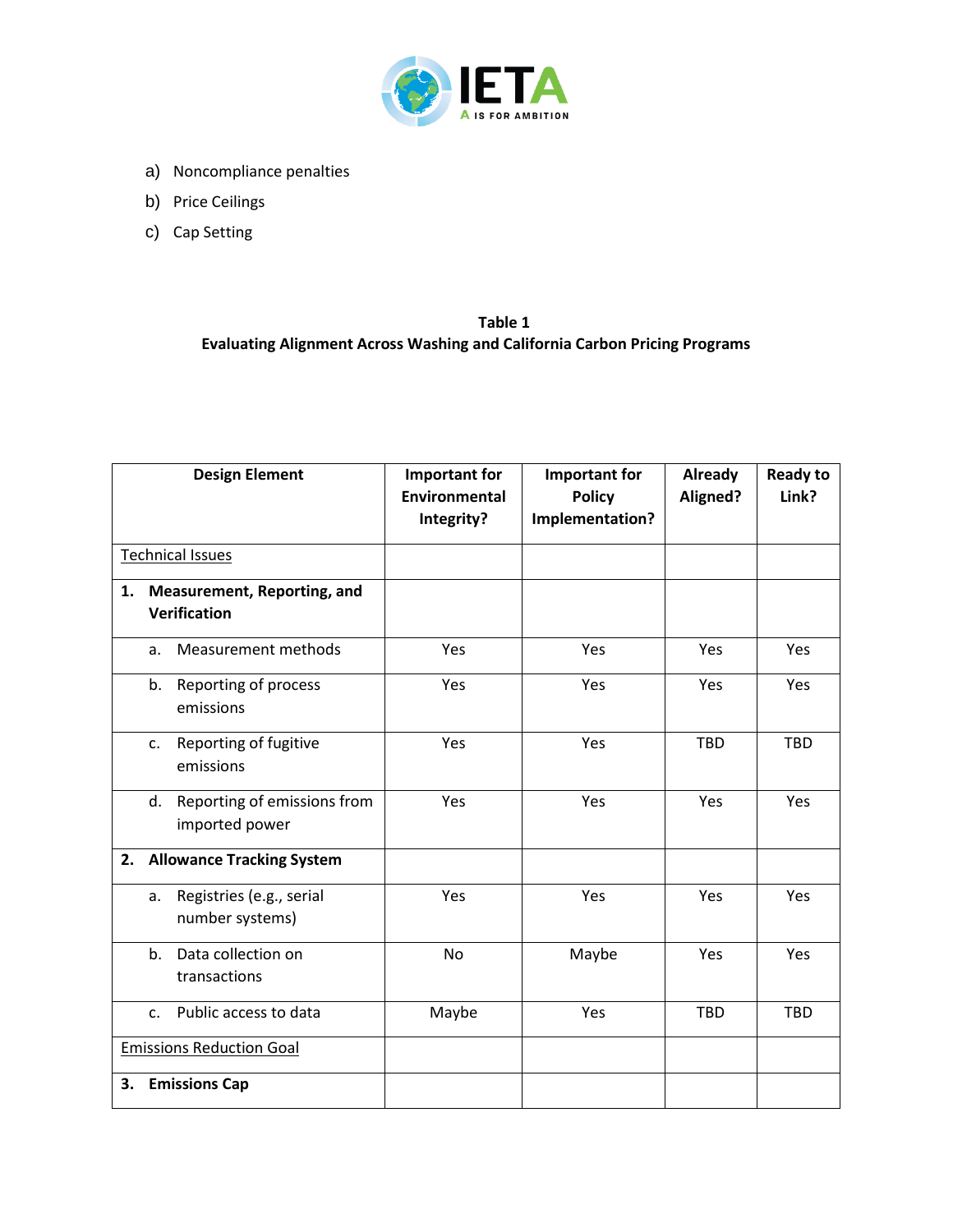a) Noncompliance penalties

b) Price Ceilings

c) Cap Setting

**Table 1**
**Evaluating Alignment Across Washing and California Carbon Pricing Programs**

| Design Element | Important for Environmental Integrity? | Important for Policy Implementation? | Already Aligned? | Ready to Link? |
|---|---|---|---|---|
| Technical Issues | | | | |
| **1. Measurement, Reporting, and Verification** | | | | |
| a. Measurement methods | Yes | Yes | Yes | Yes |
| b. Reporting of process emissions | Yes | Yes | Yes | Yes |
| c. Reporting of fugitive emissions | Yes | Yes | TBD | TBD |
| d. Reporting of emissions from imported power | Yes | Yes | Yes | Yes |
| **2. Allowance Tracking System** | | | | |
| a. Registries (e.g., serial number systems) | Yes | Yes | Yes | Yes |
| b. Data collection on transactions | No | Maybe | Yes | Yes |
| c. Public access to data | Maybe | Yes | TBD | TBD |
| Emissions Reduction Goal | | | | |
| **3. Emissions Cap** | | | | |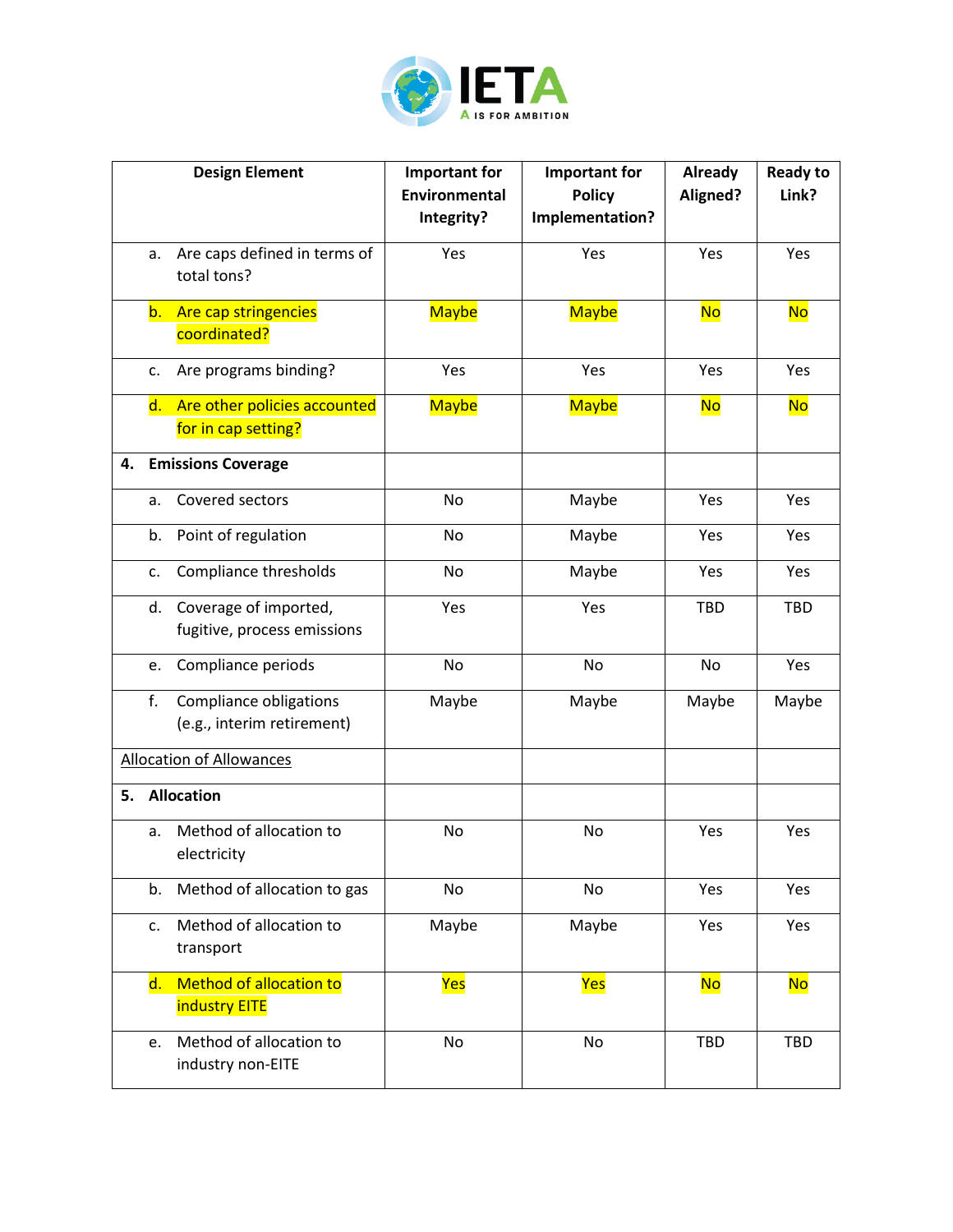| Design Element | Important for Environmental Integrity? | Important for Policy Implementation? | Already Aligned? | Ready to Link? |
|---|---|---|---|---|
| a. Are caps defined in terms of total tons? | Yes | Yes | Yes | Yes |
| b. Are cap stringencies coordinated? | Maybe | Maybe | No | No |
| c. Are programs binding? | Yes | Yes | Yes | Yes |
| d. Are other policies accounted for in cap setting? | Maybe | Maybe | No | No |
| **4. Emissions Coverage** | | | | |
| a. Covered sectors | No | Maybe | Yes | Yes |
| b. Point of regulation | No | Maybe | Yes | Yes |
| c. Compliance thresholds | No | Maybe | Yes | Yes |
| d. Coverage of imported, fugitive, process emissions | Yes | Yes | TBD | TBD |
| e. Compliance periods | No | No | No | Yes |
| f. Compliance obligations (e.g., interim retirement) | Maybe | Maybe | Maybe | Maybe |
| Allocation of Allowances | | | | |
| **5. Allocation** | | | | |
| a. Method of allocation to electricity | No | No | Yes | Yes |
| b. Method of allocation to gas | No | No | Yes | Yes |
| c. Method of allocation to transport | Maybe | Maybe | Yes | Yes |
| d. Method of allocation to industry EITE | Yes | Yes | No | No |
| e. Method of allocation to industry non-EITE | No | No | TBD | TBD |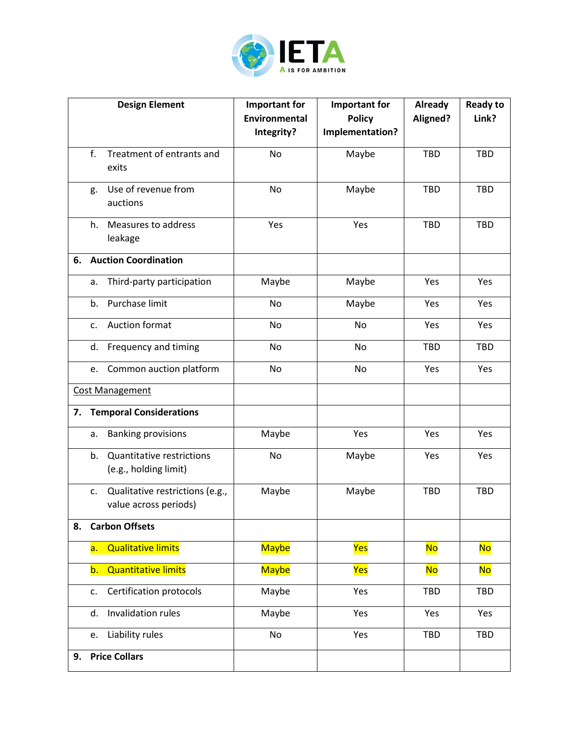| Design Element | Important for Environmental Integrity? | Important for Policy Implementation? | Already Aligned? | Ready to Link? |
|---|---|---|---|---|
| f. Treatment of entrants and exits | No | Maybe | TBD | TBD |
| g. Use of revenue from auctions | No | Maybe | TBD | TBD |
| h. Measures to address leakage | Yes | Yes | TBD | TBD |
| **6. Auction Coordination** | | | | |
| a. Third-party participation | Maybe | Maybe | Yes | Yes |
| b. Purchase limit | No | Maybe | Yes | Yes |
| c. Auction format | No | No | Yes | Yes |
| d. Frequency and timing | No | No | TBD | TBD |
| e. Common auction platform | No | No | Yes | Yes |
| Cost Management | | | | |
| **7. Temporal Considerations** | | | | |
| a. Banking provisions | Maybe | Yes | Yes | Yes |
| b. Quantitative restrictions (e.g., holding limit) | No | Maybe | Yes | Yes |
| c. Qualitative restrictions (e.g., value across periods) | Maybe | Maybe | TBD | TBD |
| **8. Carbon Offsets** | | | | |
| a. Qualitative limits | Maybe | Yes | No | No |
| b. Quantitative limits | Maybe | Yes | No | No |
| c. Certification protocols | Maybe | Yes | TBD | TBD |
| d. Invalidation rules | Maybe | Yes | Yes | Yes |
| e. Liability rules | No | Yes | TBD | TBD |
| **9. Price Collars** | | | | |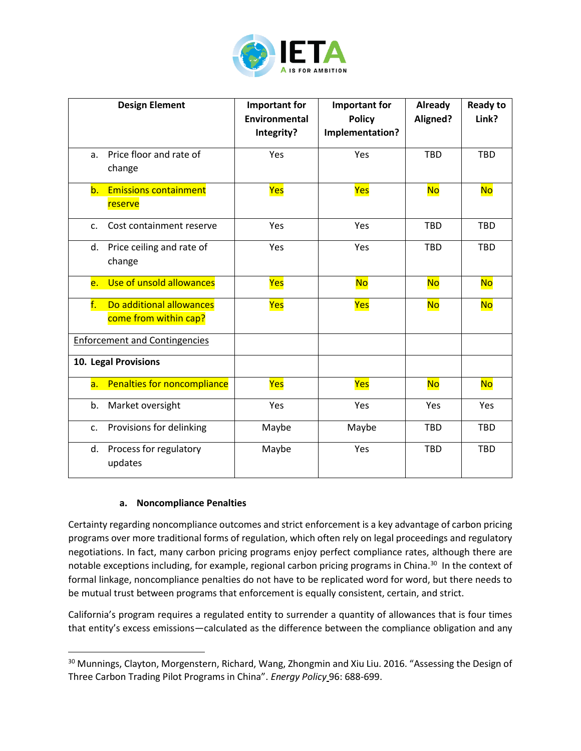| Design Element | Important for Environmental Integrity? | Important for Policy Implementation? | Already Aligned? | Ready to Link? |
|---|---|---|---|---|
| a. Price floor and rate of change | Yes | Yes | TBD | TBD |
| b. Emissions containment reserve | Yes | Yes | No | No |
| c. Cost containment reserve | Yes | Yes | TBD | TBD |
| d. Price ceiling and rate of change | Yes | Yes | TBD | TBD |
| e. Use of unsold allowances | Yes | No | No | No |
| f. Do additional allowances come from within cap? | Yes | Yes | No | No |
| Enforcement and Contingencies | | | | |
| **10. Legal Provisions** | | | | |
| a. Penalties for noncompliance | Yes | Yes | No | No |
| b. Market oversight | Yes | Yes | Yes | Yes |
| c. Provisions for delinking | Maybe | Maybe | TBD | TBD |
| d. Process for regulatory updates | Maybe | Yes | TBD | TBD |

### a. Noncompliance Penalties

Certainty regarding noncompliance outcomes and strict enforcement is a key advantage of carbon pricing programs over more traditional forms of regulation, which often rely on legal proceedings and regulatory negotiations. In fact, many carbon pricing programs enjoy perfect compliance rates, although there are notable exceptions including, for example, regional carbon pricing programs in China.[30] In the context of formal linkage, noncompliance penalties do not have to be replicated word for word, but there needs to be mutual trust between programs that enforcement is equally consistent, certain, and strict.

California's program requires a regulated entity to surrender a quantity of allowances that is four times that entity's excess emissions—calculated as the difference between the compliance obligation and any

[30] Munnings, Clayton, Morgenstern, Richard, Wang, Zhongmin and Xiu Liu. 2016. "Assessing the Design of Three Carbon Trading Pilot Programs in China". *Energy Policy* 96: 688-699.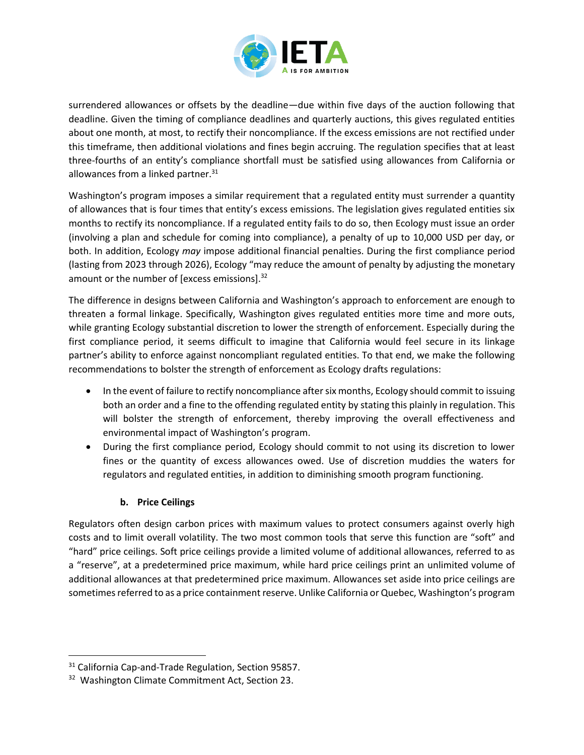surrendered allowances or offsets by the deadline—due within five days of the auction following that deadline. Given the timing of compliance deadlines and quarterly auctions, this gives regulated entities about one month, at most, to rectify their noncompliance. If the excess emissions are not rectified under this timeframe, then additional violations and fines begin accruing. The regulation specifies that at least three-fourths of an entity's compliance shortfall must be satisfied using allowances from California or allowances from a linked partner.[31]

Washington's program imposes a similar requirement that a regulated entity must surrender a quantity of allowances that is four times that entity's excess emissions. The legislation gives regulated entities six months to rectify its noncompliance. If a regulated entity fails to do so, then Ecology must issue an order (involving a plan and schedule for coming into compliance), a penalty of up to 10,000 USD per day, or both. In addition, Ecology *may* impose additional financial penalties. During the first compliance period (lasting from 2023 through 2026), Ecology "may reduce the amount of penalty by adjusting the monetary amount or the number of [excess emissions].[32]

The difference in designs between California and Washington's approach to enforcement are enough to threaten a formal linkage. Specifically, Washington gives regulated entities more time and more outs, while granting Ecology substantial discretion to lower the strength of enforcement. Especially during the first compliance period, it seems difficult to imagine that California would feel secure in its linkage partner's ability to enforce against noncompliant regulated entities. To that end, we make the following recommendations to bolster the strength of enforcement as Ecology drafts regulations:

- In the event of failure to rectify noncompliance after six months, Ecology should commit to issuing both an order and a fine to the offending regulated entity by stating this plainly in regulation. This will bolster the strength of enforcement, thereby improving the overall effectiveness and environmental impact of Washington's program.
- During the first compliance period, Ecology should commit to not using its discretion to lower fines or the quantity of excess allowances owed. Use of discretion muddies the waters for regulators and regulated entities, in addition to diminishing smooth program functioning.

### b. Price Ceilings

Regulators often design carbon prices with maximum values to protect consumers against overly high costs and to limit overall volatility. The two most common tools that serve this function are "soft" and "hard" price ceilings. Soft price ceilings provide a limited volume of additional allowances, referred to as a "reserve", at a predetermined price maximum, while hard price ceilings print an unlimited volume of additional allowances at that predetermined price maximum. Allowances set aside into price ceilings are sometimes referred to as a price containment reserve. Unlike California or Quebec, Washington's program

[31] California Cap-and-Trade Regulation, Section 95857.

[32] Washington Climate Commitment Act, Section 23.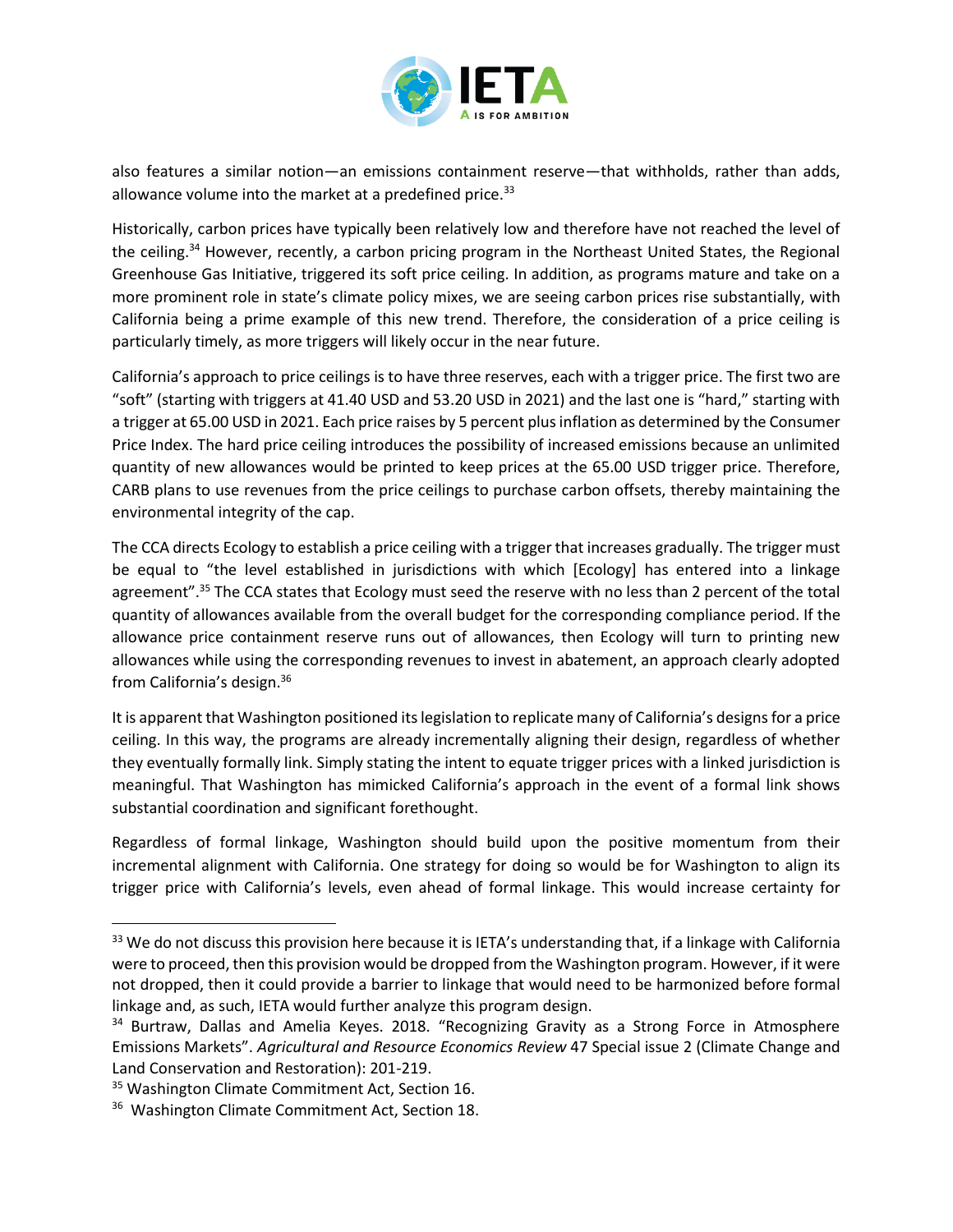also features a similar notion—an emissions containment reserve—that withholds, rather than adds, allowance volume into the market at a predefined price.[33]

Historically, carbon prices have typically been relatively low and therefore have not reached the level of the ceiling.[34] However, recently, a carbon pricing program in the Northeast United States, the Regional Greenhouse Gas Initiative, triggered its soft price ceiling. In addition, as programs mature and take on a more prominent role in state's climate policy mixes, we are seeing carbon prices rise substantially, with California being a prime example of this new trend. Therefore, the consideration of a price ceiling is particularly timely, as more triggers will likely occur in the near future.

California's approach to price ceilings is to have three reserves, each with a trigger price. The first two are "soft" (starting with triggers at 41.40 USD and 53.20 USD in 2021) and the last one is "hard," starting with a trigger at 65.00 USD in 2021. Each price raises by 5 percent plus inflation as determined by the Consumer Price Index. The hard price ceiling introduces the possibility of increased emissions because an unlimited quantity of new allowances would be printed to keep prices at the 65.00 USD trigger price. Therefore, CARB plans to use revenues from the price ceilings to purchase carbon offsets, thereby maintaining the environmental integrity of the cap.

The CCA directs Ecology to establish a price ceiling with a trigger that increases gradually. The trigger must be equal to "the level established in jurisdictions with which [Ecology] has entered into a linkage agreement".[35] The CCA states that Ecology must seed the reserve with no less than 2 percent of the total quantity of allowances available from the overall budget for the corresponding compliance period. If the allowance price containment reserve runs out of allowances, then Ecology will turn to printing new allowances while using the corresponding revenues to invest in abatement, an approach clearly adopted from California's design.[36]

It is apparent that Washington positioned its legislation to replicate many of California's designs for a price ceiling. In this way, the programs are already incrementally aligning their design, regardless of whether they eventually formally link. Simply stating the intent to equate trigger prices with a linked jurisdiction is meaningful. That Washington has mimicked California's approach in the event of a formal link shows substantial coordination and significant forethought.

Regardless of formal linkage, Washington should build upon the positive momentum from their incremental alignment with California. One strategy for doing so would be for Washington to align its trigger price with California's levels, even ahead of formal linkage. This would increase certainty for

---

[33] We do not discuss this provision here because it is IETA's understanding that, if a linkage with California were to proceed, then this provision would be dropped from the Washington program. However, if it were not dropped, then it could provide a barrier to linkage that would need to be harmonized before formal linkage and, as such, IETA would further analyze this program design.

[34] Burtraw, Dallas and Amelia Keyes. 2018. "Recognizing Gravity as a Strong Force in Atmosphere Emissions Markets". *Agricultural and Resource Economics Review* 47 Special issue 2 (Climate Change and Land Conservation and Restoration): 201-219.

[35] Washington Climate Commitment Act, Section 16.

[36] Washington Climate Commitment Act, Section 18.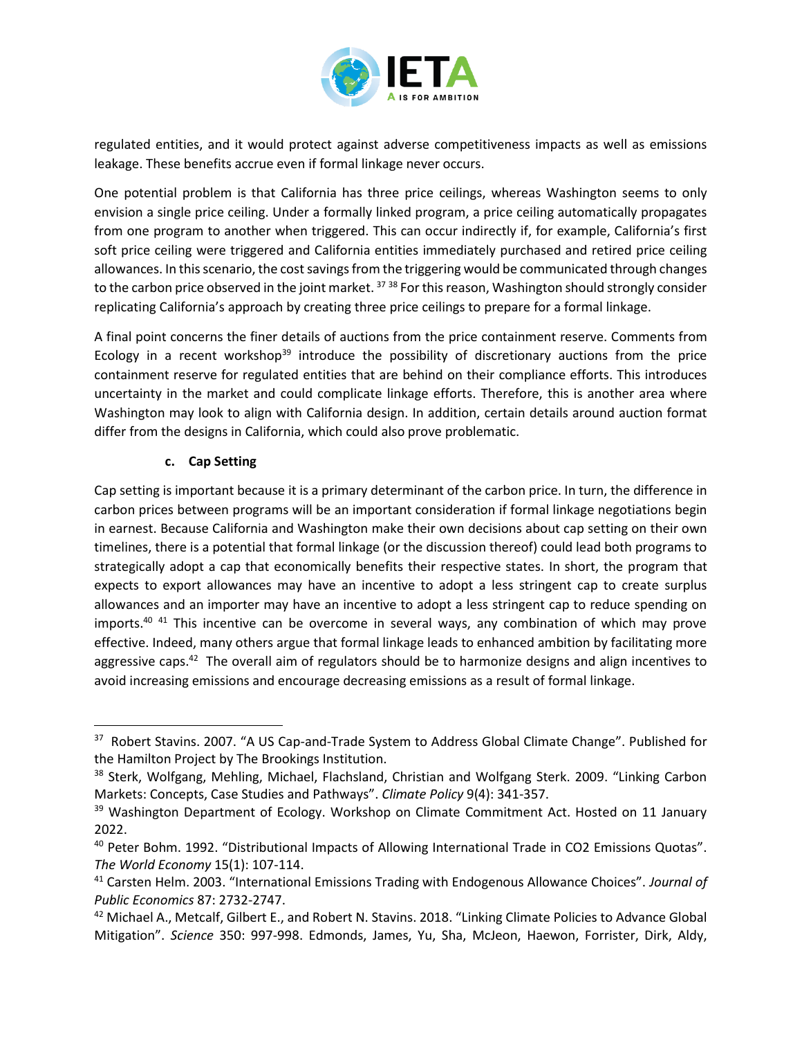regulated entities, and it would protect against adverse competitiveness impacts as well as emissions leakage. These benefits accrue even if formal linkage never occurs.

One potential problem is that California has three price ceilings, whereas Washington seems to only envision a single price ceiling. Under a formally linked program, a price ceiling automatically propagates from one program to another when triggered. This can occur indirectly if, for example, California's first soft price ceiling were triggered and California entities immediately purchased and retired price ceiling allowances. In this scenario, the cost savings from the triggering would be communicated through changes to the carbon price observed in the joint market. [37] [38] For this reason, Washington should strongly consider replicating California's approach by creating three price ceilings to prepare for a formal linkage.

A final point concerns the finer details of auctions from the price containment reserve. Comments from Ecology in a recent workshop[39] introduce the possibility of discretionary auctions from the price containment reserve for regulated entities that are behind on their compliance efforts. This introduces uncertainty in the market and could complicate linkage efforts. Therefore, this is another area where Washington may look to align with California design. In addition, certain details around auction format differ from the designs in California, which could also prove problematic.

### c. Cap Setting

Cap setting is important because it is a primary determinant of the carbon price. In turn, the difference in carbon prices between programs will be an important consideration if formal linkage negotiations begin in earnest. Because California and Washington make their own decisions about cap setting on their own timelines, there is a potential that formal linkage (or the discussion thereof) could lead both programs to strategically adopt a cap that economically benefits their respective states. In short, the program that expects to export allowances may have an incentive to adopt a less stringent cap to create surplus allowances and an importer may have an incentive to adopt a less stringent cap to reduce spending on imports.[40] [41] This incentive can be overcome in several ways, any combination of which may prove effective. Indeed, many others argue that formal linkage leads to enhanced ambition by facilitating more aggressive caps.[42] The overall aim of regulators should be to harmonize designs and align incentives to avoid increasing emissions and encourage decreasing emissions as a result of formal linkage.

---

[37] Robert Stavins. 2007. "A US Cap-and-Trade System to Address Global Climate Change". Published for the Hamilton Project by The Brookings Institution.

[38] Sterk, Wolfgang, Mehling, Michael, Flachsland, Christian and Wolfgang Sterk. 2009. "Linking Carbon Markets: Concepts, Case Studies and Pathways". *Climate Policy* 9(4): 341-357.

[39] Washington Department of Ecology. Workshop on Climate Commitment Act. Hosted on 11 January 2022.

[40] Peter Bohm. 1992. "Distributional Impacts of Allowing International Trade in CO2 Emissions Quotas". *The World Economy* 15(1): 107-114.

[41] Carsten Helm. 2003. "International Emissions Trading with Endogenous Allowance Choices". *Journal of Public Economics* 87: 2732-2747.

[42] Michael A., Metcalf, Gilbert E., and Robert N. Stavins. 2018. "Linking Climate Policies to Advance Global Mitigation". *Science* 350: 997-998. Edmonds, James, Yu, Sha, McJeon, Haewon, Forrister, Dirk, Aldy,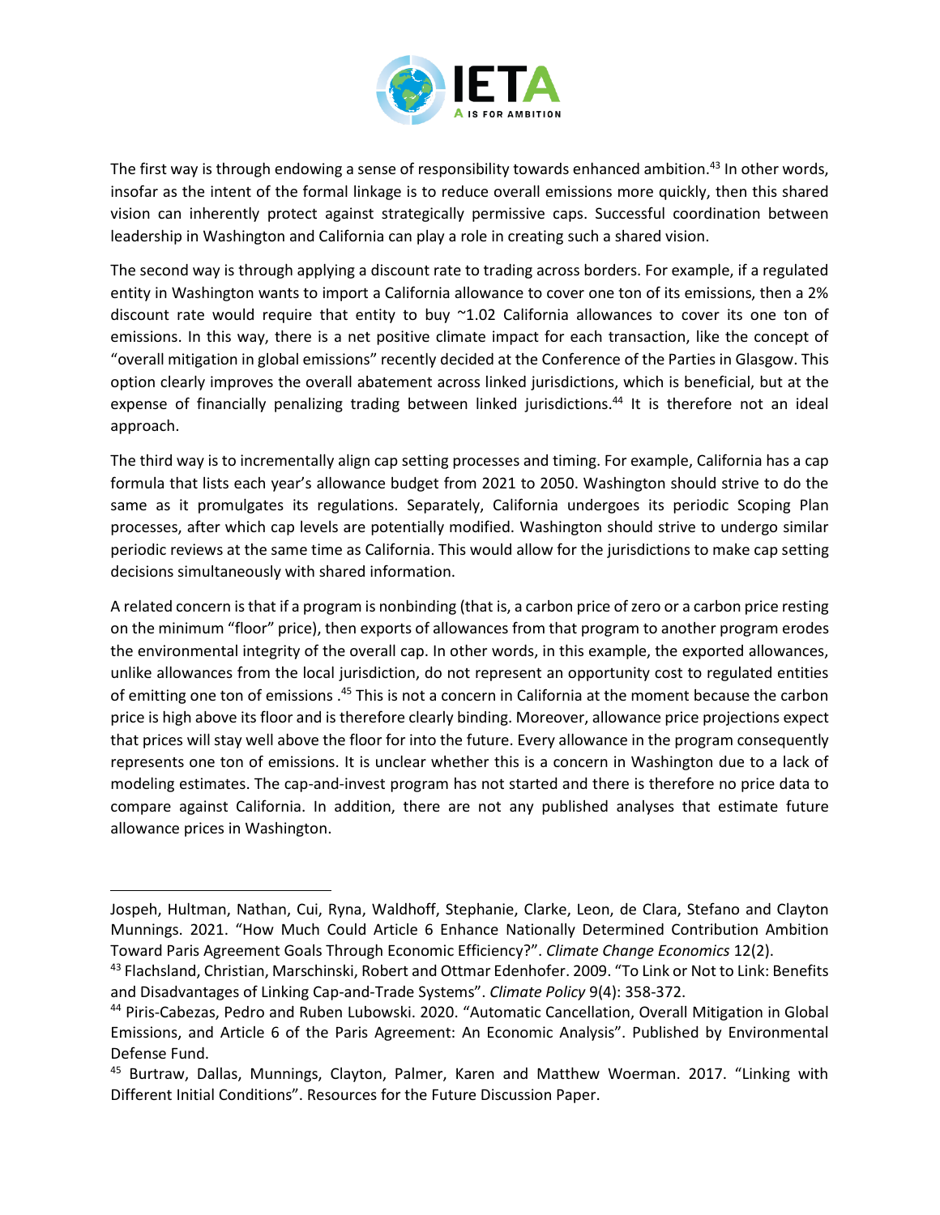The first way is through endowing a sense of responsibility towards enhanced ambition.[43] In other words, insofar as the intent of the formal linkage is to reduce overall emissions more quickly, then this shared vision can inherently protect against strategically permissive caps. Successful coordination between leadership in Washington and California can play a role in creating such a shared vision.

The second way is through applying a discount rate to trading across borders. For example, if a regulated entity in Washington wants to import a California allowance to cover one ton of its emissions, then a 2% discount rate would require that entity to buy ~1.02 California allowances to cover its one ton of emissions. In this way, there is a net positive climate impact for each transaction, like the concept of "overall mitigation in global emissions" recently decided at the Conference of the Parties in Glasgow. This option clearly improves the overall abatement across linked jurisdictions, which is beneficial, but at the expense of financially penalizing trading between linked jurisdictions.[44] It is therefore not an ideal approach.

The third way is to incrementally align cap setting processes and timing. For example, California has a cap formula that lists each year's allowance budget from 2021 to 2050. Washington should strive to do the same as it promulgates its regulations. Separately, California undergoes its periodic Scoping Plan processes, after which cap levels are potentially modified. Washington should strive to undergo similar periodic reviews at the same time as California. This would allow for the jurisdictions to make cap setting decisions simultaneously with shared information.

A related concern is that if a program is nonbinding (that is, a carbon price of zero or a carbon price resting on the minimum "floor" price), then exports of allowances from that program to another program erodes the environmental integrity of the overall cap. In other words, in this example, the exported allowances, unlike allowances from the local jurisdiction, do not represent an opportunity cost to regulated entities of emitting one ton of emissions .[45] This is not a concern in California at the moment because the carbon price is high above its floor and is therefore clearly binding. Moreover, allowance price projections expect that prices will stay well above the floor for into the future. Every allowance in the program consequently represents one ton of emissions. It is unclear whether this is a concern in Washington due to a lack of modeling estimates. The cap-and-invest program has not started and there is therefore no price data to compare against California. In addition, there are not any published analyses that estimate future allowance prices in Washington.

---

Jospeh, Hultman, Nathan, Cui, Ryna, Waldhoff, Stephanie, Clarke, Leon, de Clara, Stefano and Clayton Munnings. 2021. "How Much Could Article 6 Enhance Nationally Determined Contribution Ambition Toward Paris Agreement Goals Through Economic Efficiency?". *Climate Change Economics* 12(2).

[43] Flachsland, Christian, Marschinski, Robert and Ottmar Edenhofer. 2009. "To Link or Not to Link: Benefits and Disadvantages of Linking Cap-and-Trade Systems". *Climate Policy* 9(4): 358-372.

[44] Piris-Cabezas, Pedro and Ruben Lubowski. 2020. "Automatic Cancellation, Overall Mitigation in Global Emissions, and Article 6 of the Paris Agreement: An Economic Analysis". Published by Environmental Defense Fund.

[45] Burtraw, Dallas, Munnings, Clayton, Palmer, Karen and Matthew Woerman. 2017. "Linking with Different Initial Conditions". Resources for the Future Discussion Paper.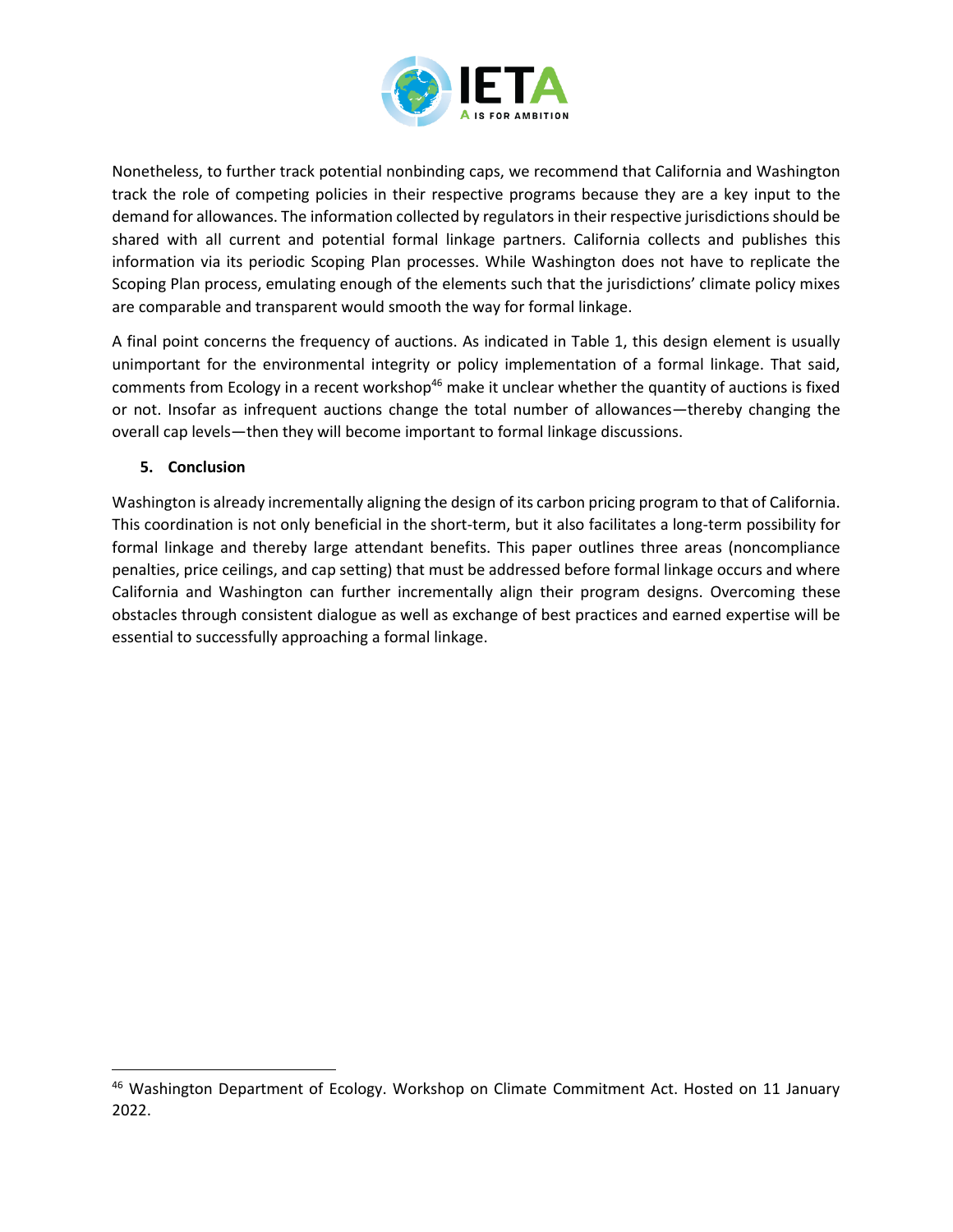Nonetheless, to further track potential nonbinding caps, we recommend that California and Washington track the role of competing policies in their respective programs because they are a key input to the demand for allowances. The information collected by regulators in their respective jurisdictions should be shared with all current and potential formal linkage partners. California collects and publishes this information via its periodic Scoping Plan processes. While Washington does not have to replicate the Scoping Plan process, emulating enough of the elements such that the jurisdictions' climate policy mixes are comparable and transparent would smooth the way for formal linkage.

A final point concerns the frequency of auctions. As indicated in Table 1, this design element is usually unimportant for the environmental integrity or policy implementation of a formal linkage. That said, comments from Ecology in a recent workshop[46] make it unclear whether the quantity of auctions is fixed or not. Insofar as infrequent auctions change the total number of allowances—thereby changing the overall cap levels—then they will become important to formal linkage discussions.

## 5. Conclusion

Washington is already incrementally aligning the design of its carbon pricing program to that of California. This coordination is not only beneficial in the short-term, but it also facilitates a long-term possibility for formal linkage and thereby large attendant benefits. This paper outlines three areas (noncompliance penalties, price ceilings, and cap setting) that must be addressed before formal linkage occurs and where California and Washington can further incrementally align their program designs. Overcoming these obstacles through consistent dialogue as well as exchange of best practices and earned expertise will be essential to successfully approaching a formal linkage.

---

[46] Washington Department of Ecology. Workshop on Climate Commitment Act. Hosted on 11 January 2022.